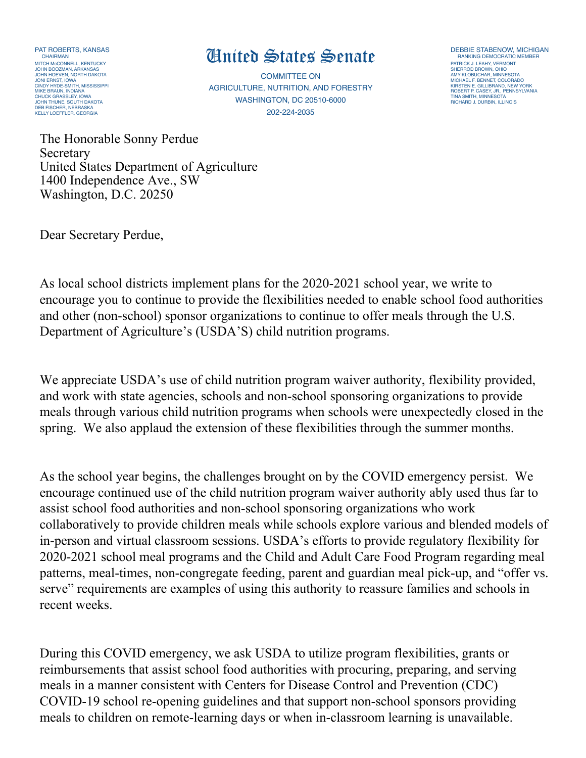PAT ROBERTS, KANSAS
CHAIRMAN
MITCH McCONNELL, KENTUCKY
JOHN BOOZMAN, ARKANSAS
JOHN HOEVEN, NORTH DAKOTA
JONI ERNST, IOWA
CINDY HYDE-SMITH, MISSISSIPPI
MIKE BRAUN, INDIANA
CHUCK GRASSLEY, IOWA
JOHN THUNE, SOUTH DAKOTA
DEB FISCHER, NEBRASKA
KELLY LOEFFLER, GEORGIA

# United States Senate

COMMITTEE ON
AGRICULTURE, NUTRITION, AND FORESTRY
WASHINGTON, DC 20510-6000
202-224-2035

DEBBIE STABENOW, MICHIGAN
RANKING DEMOCRATIC MEMBER
PATRICK J. LEAHY, VERMONT
SHERROD BROWN, OHIO
AMY KLOBUCHAR, MINNESOTA
MICHAEL F. BENNET, COLORADO
KIRSTEN E. GILLIBRAND, NEW YORK
ROBERT P. CASEY, JR., PENNSYLVANIA
TINA SMITH, MINNESOTA
RICHARD J. DURBIN, ILLINOIS

The Honorable Sonny Perdue
Secretary
United States Department of Agriculture
1400 Independence Ave., SW
Washington, D.C. 20250

Dear Secretary Perdue,

As local school districts implement plans for the 2020-2021 school year, we write to encourage you to continue to provide the flexibilities needed to enable school food authorities and other (non-school) sponsor organizations to continue to offer meals through the U.S. Department of Agriculture's (USDA'S) child nutrition programs.

We appreciate USDA's use of child nutrition program waiver authority, flexibility provided, and work with state agencies, schools and non-school sponsoring organizations to provide meals through various child nutrition programs when schools were unexpectedly closed in the spring. We also applaud the extension of these flexibilities through the summer months.

As the school year begins, the challenges brought on by the COVID emergency persist. We encourage continued use of the child nutrition program waiver authority ably used thus far to assist school food authorities and non-school sponsoring organizations who work collaboratively to provide children meals while schools explore various and blended models of in-person and virtual classroom sessions. USDA's efforts to provide regulatory flexibility for 2020-2021 school meal programs and the Child and Adult Care Food Program regarding meal patterns, meal-times, non-congregate feeding, parent and guardian meal pick-up, and "offer vs. serve" requirements are examples of using this authority to reassure families and schools in recent weeks.

During this COVID emergency, we ask USDA to utilize program flexibilities, grants or reimbursements that assist school food authorities with procuring, preparing, and serving meals in a manner consistent with Centers for Disease Control and Prevention (CDC) COVID-19 school re-opening guidelines and that support non-school sponsors providing meals to children on remote-learning days or when in-classroom learning is unavailable.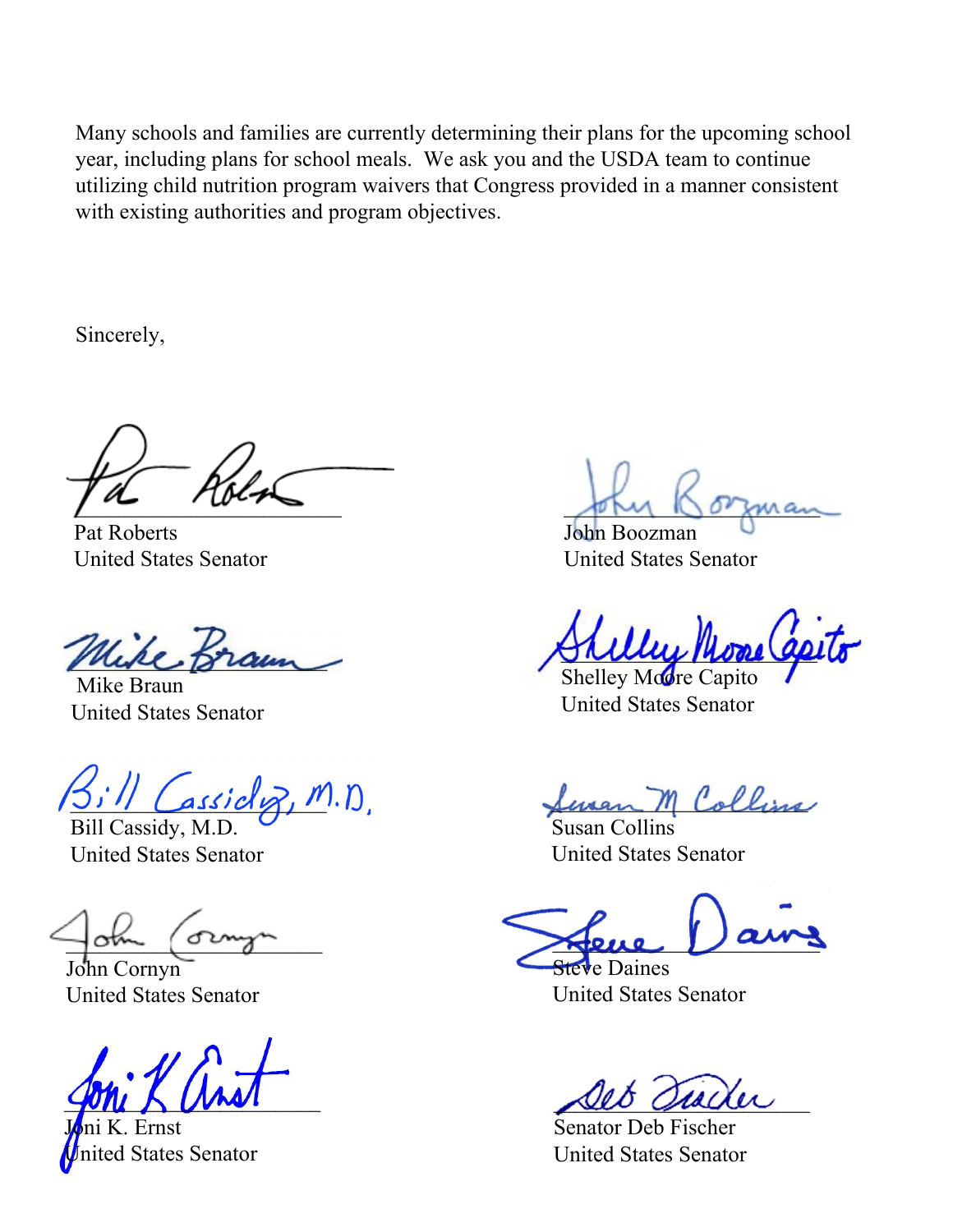Many schools and families are currently determining their plans for the upcoming school year, including plans for school meals. We ask you and the USDA team to continue utilizing child nutrition program waivers that Congress provided in a manner consistent with existing authorities and program objectives.

Sincerely,

Pat Roberts
United States Senator

John Boozman
United States Senator

Mike Braun
United States Senator

Shelley Moore Capito
United States Senator

Bill Cassidy, M.D.
United States Senator

Susan Collins
United States Senator

John Cornyn
United States Senator

Steve Daines
United States Senator

Joni K. Ernst
United States Senator

Senator Deb Fischer
United States Senator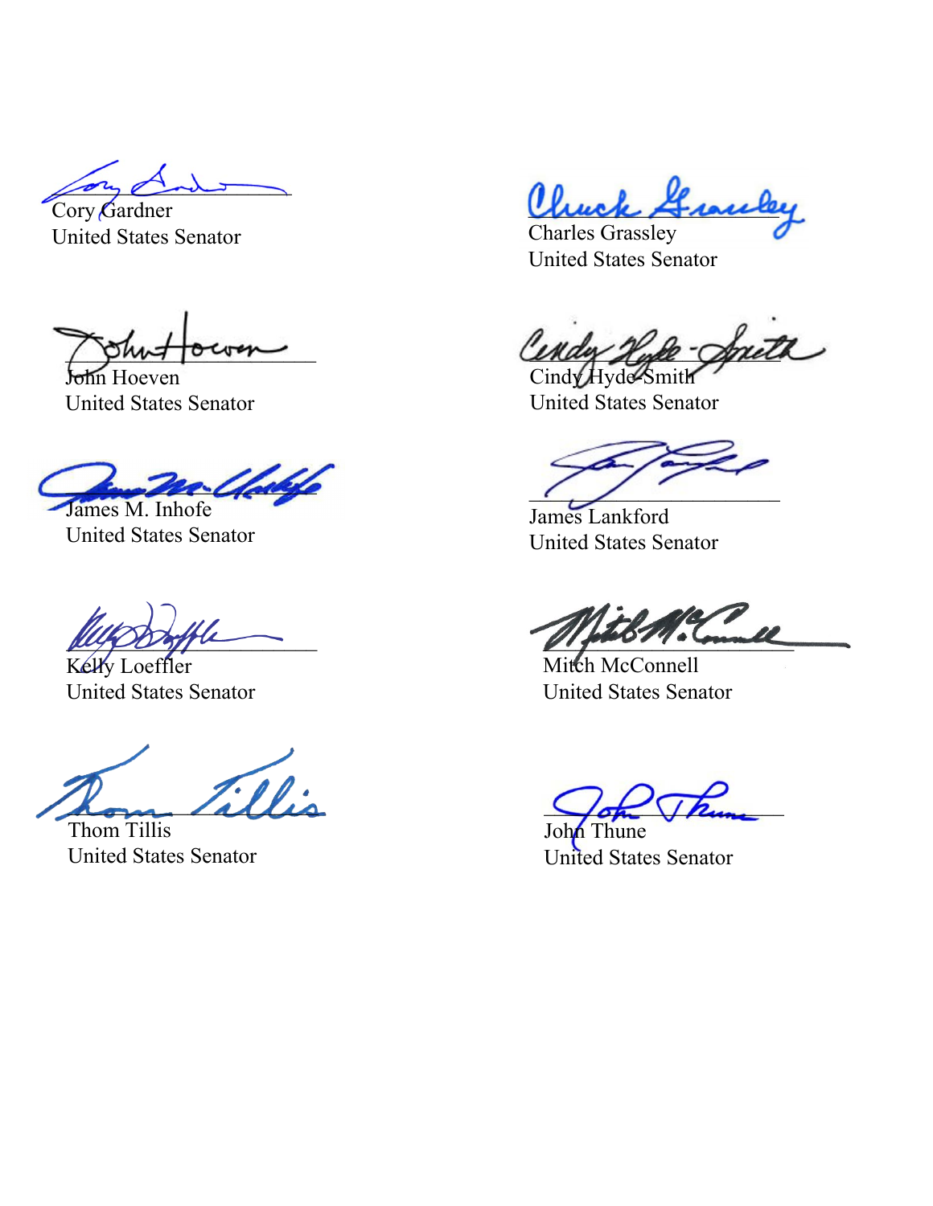Cory Gardner
United States Senator

Charles Grassley
United States Senator

John Hoeven
United States Senator

Cindy Hyde-Smith
United States Senator

James M. Inhofe
United States Senator

James Lankford
United States Senator

Kelly Loeffler
United States Senator

Mitch McConnell
United States Senator

Thom Tillis
United States Senator

John Thune
United States Senator